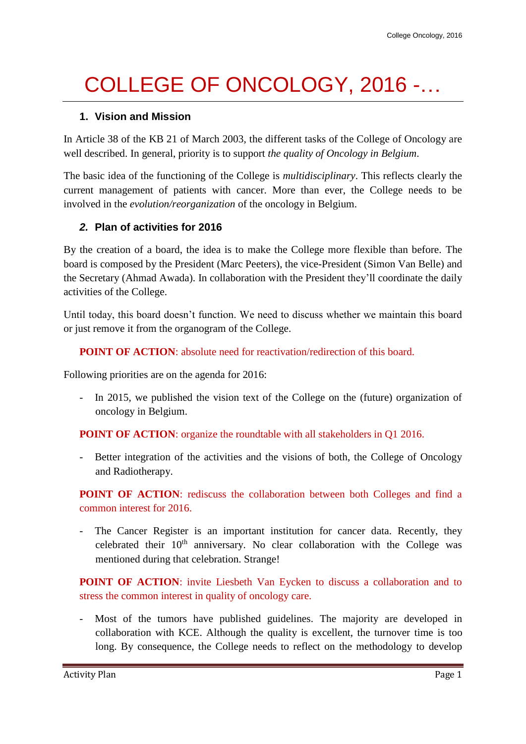// title: College of Oncology, 2016 - Activity Plan (page 1 of 2)
# COLLEGE OF ONCOLOGY, 2016 -…

## 1. Vision and Mission

In Article 38 of the KB 21 of March 2003, the different tasks of the College of Oncology are well described. In general, priority is to support *the quality of Oncology in Belgium*.

The basic idea of the functioning of the College is *multidisciplinary*. This reflects clearly the current management of patients with cancer. More than ever, the College needs to be involved in the *evolution/reorganization* of the oncology in Belgium.

## *2.* Plan of activities for 2016

By the creation of a board, the idea is to make the College more flexible than before. The board is composed by the President (Marc Peeters), the vice-President (Simon Van Belle) and the Secretary (Ahmad Awada). In collaboration with the President they'll coordinate the daily activities of the College.

Until today, this board doesn't function. We need to discuss whether we maintain this board or just remove it from the organogram of the College.

**POINT OF ACTION**: absolute need for reactivation/redirection of this board.

Following priorities are on the agenda for 2016:

- In 2015, we published the vision text of the College on the (future) organization of oncology in Belgium.

**POINT OF ACTION**: organize the roundtable with all stakeholders in Q1 2016.

- Better integration of the activities and the visions of both, the College of Oncology and Radiotherapy.

**POINT OF ACTION**: rediscuss the collaboration between both Colleges and find a common interest for 2016.

- The Cancer Register is an important institution for cancer data. Recently, they celebrated their 10th anniversary. No clear collaboration with the College was mentioned during that celebration. Strange!

**POINT OF ACTION**: invite Liesbeth Van Eycken to discuss a collaboration and to stress the common interest in quality of oncology care.

- Most of the tumors have published guidelines. The majority are developed in collaboration with KCE. Although the quality is excellent, the turnover time is too long. By consequence, the College needs to reflect on the methodology to develop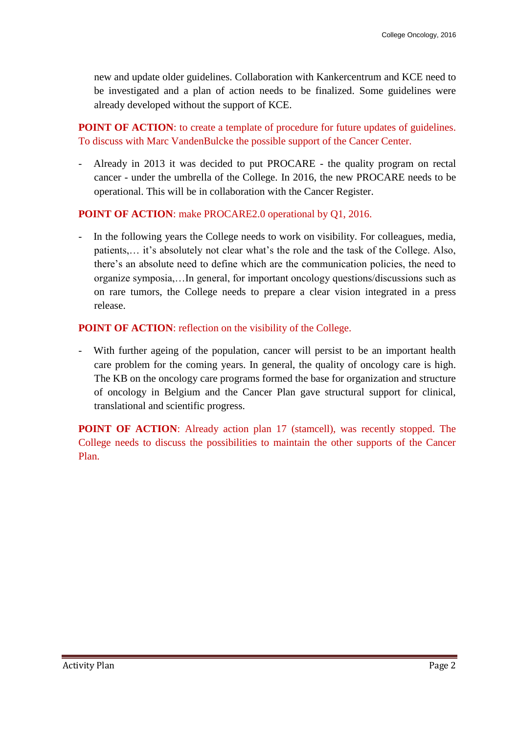new and update older guidelines. Collaboration with Kankercentrum and KCE need to be investigated and a plan of action needs to be finalized. Some guidelines were already developed without the support of KCE.

**POINT OF ACTION**: to create a template of procedure for future updates of guidelines. To discuss with Marc VandenBulcke the possible support of the Cancer Center.

- Already in 2013 it was decided to put PROCARE - the quality program on rectal cancer - under the umbrella of the College. In 2016, the new PROCARE needs to be operational. This will be in collaboration with the Cancer Register.

**POINT OF ACTION**: make PROCARE2.0 operational by Q1, 2016.

- In the following years the College needs to work on visibility. For colleagues, media, patients,… it's absolutely not clear what's the role and the task of the College. Also, there's an absolute need to define which are the communication policies, the need to organize symposia,…In general, for important oncology questions/discussions such as on rare tumors, the College needs to prepare a clear vision integrated in a press release.

**POINT OF ACTION**: reflection on the visibility of the College.

- With further ageing of the population, cancer will persist to be an important health care problem for the coming years. In general, the quality of oncology care is high. The KB on the oncology care programs formed the base for organization and structure of oncology in Belgium and the Cancer Plan gave structural support for clinical, translational and scientific progress.

**POINT OF ACTION**: Already action plan 17 (stamcell), was recently stopped. The College needs to discuss the possibilities to maintain the other supports of the Cancer Plan.